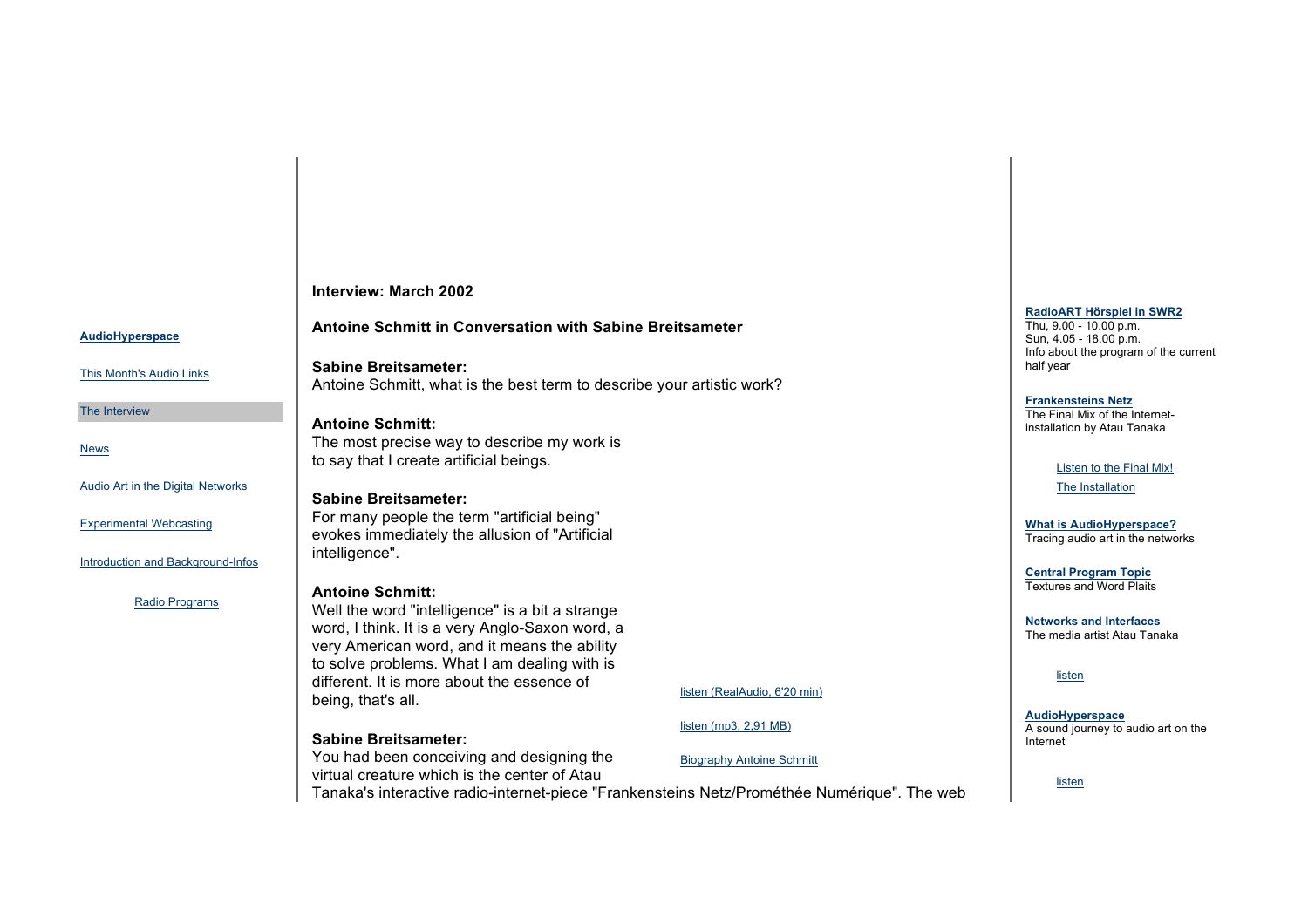AudioHyperspace

This Month's Audio Links

The Interview

News

Audio Art in the Digital Networks

Experimental Webcasting

Introduction and Background-Infos

Radio Programs

**Interview: March 2002**

**Antoine Schmitt in Conversation with Sabine Breitsameter**

**Sabine Breitsameter:**
Antoine Schmitt, what is the best term to describe your artistic work?

**Antoine Schmitt:**
The most precise way to describe my work is to say that I create artificial beings.

**Sabine Breitsameter:**
For many people the term "artificial being" evokes immediately the allusion of "Artificial intelligence".

**Antoine Schmitt:**
Well the word "intelligence" is a bit a strange word, I think. It is a very Anglo-Saxon word, a very American word, and it means the ability to solve problems. What I am dealing with is different. It is more about the essence of being, that's all.

**Sabine Breitsameter:**
You had been conceiving and designing the virtual creature which is the center of Atau Tanaka's interactive radio-internet-piece "Frankensteins Netz/Prométhée Numérique". The web

listen (RealAudio, 6'20 min)

listen (mp3, 2,91 MB)

Biography Antoine Schmitt

**RadioART Hörspiel in SWR2**
Thu, 9.00 - 10.00 p.m.
Sun, 4.05 - 18.00 p.m.
Info about the program of the current half year

**Frankensteins Netz**
The Final Mix of the Internet-installation by Atau Tanaka

Listen to the Final Mix!

The Installation

**What is AudioHyperspace?**
Tracing audio art in the networks

**Central Program Topic**
Textures and Word Plaits

**Networks and Interfaces**
The media artist Atau Tanaka

listen

**AudioHyperspace**
A sound journey to audio art on the Internet

listen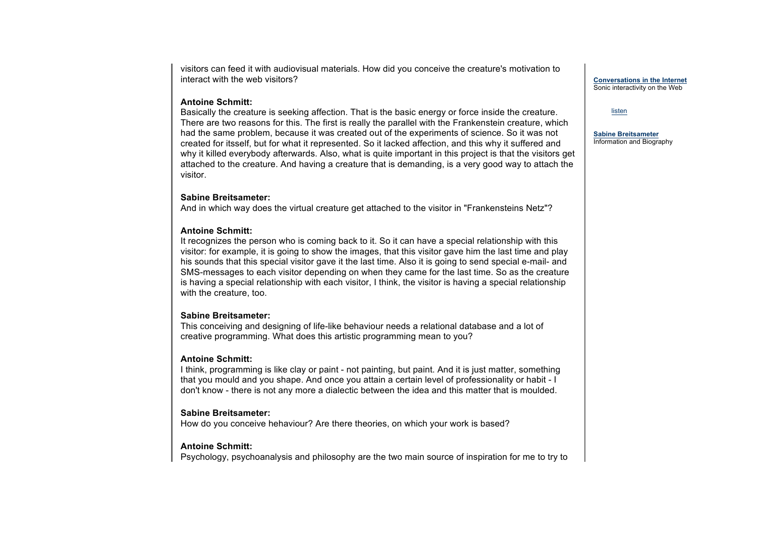visitors can feed it with audiovisual materials. How did you conceive the creature's motivation to interact with the web visitors?

**Antoine Schmitt:**
Basically the creature is seeking affection. That is the basic energy or force inside the creature. There are two reasons for this. The first is really the parallel with the Frankenstein creature, which had the same problem, because it was created out of the experiments of science. So it was not created for itsself, but for what it represented. So it lacked affection, and this why it suffered and why it killed everybody afterwards. Also, what is quite important in this project is that the visitors get attached to the creature. And having a creature that is demanding, is a very good way to attach the visitor.

**Sabine Breitsameter:**
And in which way does the virtual creature get attached to the visitor in "Frankensteins Netz"?

**Antoine Schmitt:**
It recognizes the person who is coming back to it. So it can have a special relationship with this visitor: for example, it is going to show the images, that this visitor gave him the last time and play his sounds that this special visitor gave it the last time. Also it is going to send special e-mail- and SMS-messages to each visitor depending on when they came for the last time. So as the creature is having a special relationship with each visitor, I think, the visitor is having a special relationship with the creature, too.

**Sabine Breitsameter:**
This conceiving and designing of life-like behaviour needs a relational database and a lot of creative programming. What does this artistic programming mean to you?

**Antoine Schmitt:**
I think, programming is like clay or paint - not painting, but paint. And it is just matter, something that you mould and you shape. And once you attain a certain level of professionality or habit - I don't know - there is not any more a dialectic between the idea and this matter that is moulded.

**Sabine Breitsameter:**
How do you conceive hehaviour? Are there theories, on which your work is based?

**Antoine Schmitt:**
Psychology, psychoanalysis and philosophy are the two main source of inspiration for me to try to

**Conversations in the Internet**
Sonic interactivity on the Web

listen

**Sabine Breitsameter**
Information and Biography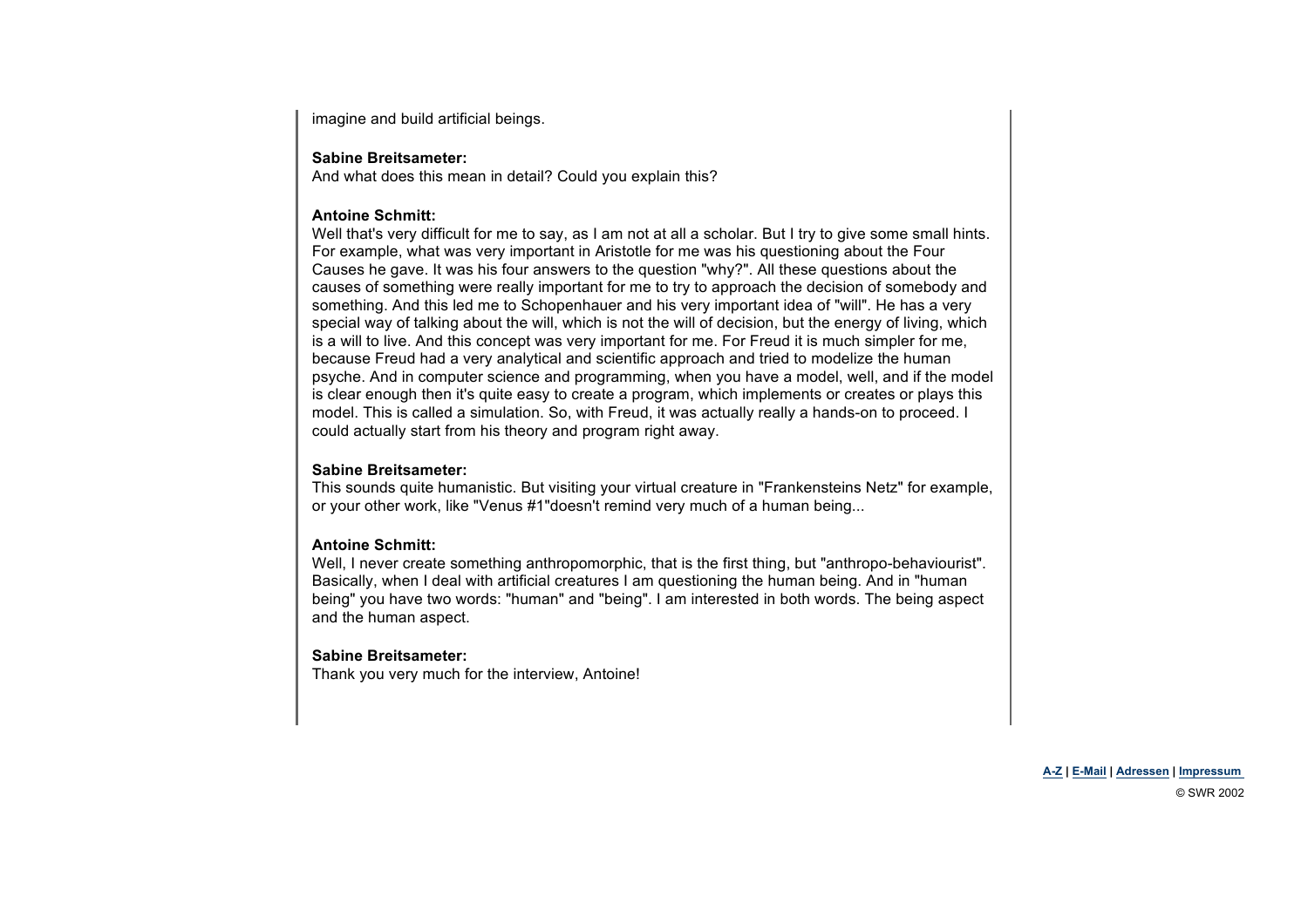imagine and build artificial beings.

**Sabine Breitsameter:**
And what does this mean in detail? Could you explain this?

**Antoine Schmitt:**
Well that's very difficult for me to say, as I am not at all a scholar. But I try to give some small hints. For example, what was very important in Aristotle for me was his questioning about the Four Causes he gave. It was his four answers to the question "why?". All these questions about the causes of something were really important for me to try to approach the decision of somebody and something. And this led me to Schopenhauer and his very important idea of "will". He has a very special way of talking about the will, which is not the will of decision, but the energy of living, which is a will to live. And this concept was very important for me. For Freud it is much simpler for me, because Freud had a very analytical and scientific approach and tried to modelize the human psyche. And in computer science and programming, when you have a model, well, and if the model is clear enough then it's quite easy to create a program, which implements or creates or plays this model. This is called a simulation. So, with Freud, it was actually really a hands-on to proceed. I could actually start from his theory and program right away.

**Sabine Breitsameter:**
This sounds quite humanistic. But visiting your virtual creature in "Frankensteins Netz" for example, or your other work, like "Venus #1"doesn't remind very much of a human being...

**Antoine Schmitt:**
Well, I never create something anthropomorphic, that is the first thing, but "anthropo-behaviourist". Basically, when I deal with artificial creatures I am questioning the human being. And in "human being" you have two words: "human" and "being". I am interested in both words. The being aspect and the human aspect.

**Sabine Breitsameter:**
Thank you very much for the interview, Antoine!

A-Z | E-Mail | Adressen | Impressum

© SWR 2002